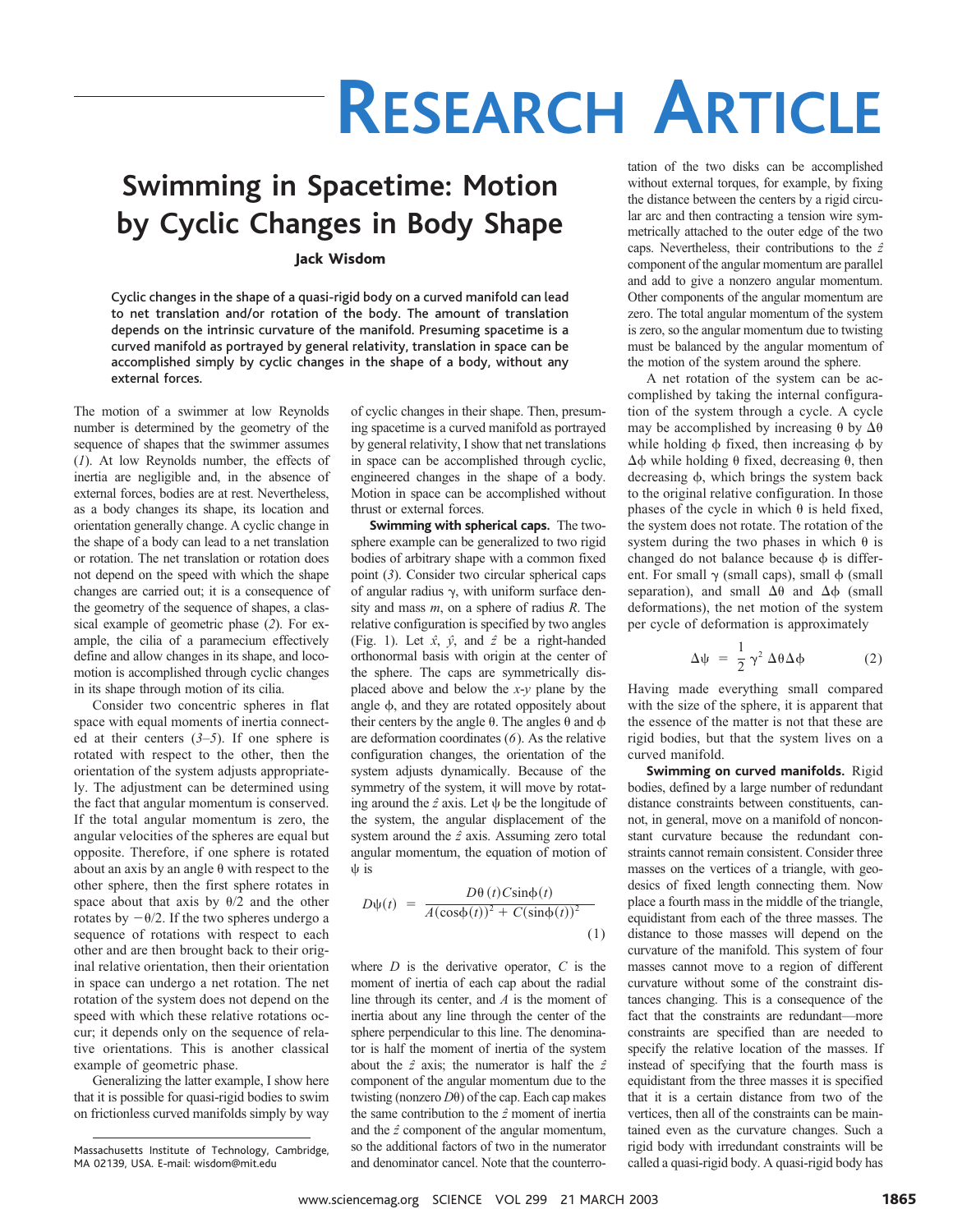# RESEARCH ARTICLE

## Swimming in Spacetime: Motion by Cyclic Changes in Body Shape

**Jack Wisdom**

**Cyclic changes in the shape of a quasi-rigid body on a curved manifold can lead to net translation and/or rotation of the body. The amount of translation depends on the intrinsic curvature of the manifold. Presuming spacetime is a curved manifold as portrayed by general relativity, translation in space can be accomplished simply by cyclic changes in the shape of a body, without any external forces.**

The motion of a swimmer at low Reynolds number is determined by the geometry of the sequence of shapes that the swimmer assumes (*1*). At low Reynolds number, the effects of inertia are negligible and, in the absence of external forces, bodies are at rest. Nevertheless, as a body changes its shape, its location and orientation generally change. A cyclic change in the shape of a body can lead to a net translation or rotation. The net translation or rotation does not depend on the speed with which the shape changes are carried out; it is a consequence of the geometry of the sequence of shapes, a classical example of geometric phase (*2*). For example, the cilia of a paramecium effectively define and allow changes in its shape, and locomotion is accomplished through cyclic changes in its shape through motion of its cilia.

Consider two concentric spheres in flat space with equal moments of inertia connected at their centers (*3–5*). If one sphere is rotated with respect to the other, then the orientation of the system adjusts appropriately. The adjustment can be determined using the fact that angular momentum is conserved. If the total angular momentum is zero, the angular velocities of the spheres are equal but opposite. Therefore, if one sphere is rotated about an axis by an angle $\theta$ with respect to the other sphere, then the first sphere rotates in space about that axis by $\theta/2$ and the other rotates by $-\theta/2$. If the two spheres undergo a sequence of rotations with respect to each other and are then brought back to their original relative orientation, then their orientation in space can undergo a net rotation. The net rotation of the system does not depend on the speed with which these relative rotations occur; it depends only on the sequence of relative orientations. This is another classical example of geometric phase.

Generalizing the latter example, I show here that it is possible for quasi-rigid bodies to swim on frictionless curved manifolds simply by way of cyclic changes in their shape. Then, presuming spacetime is a curved manifold as portrayed by general relativity, I show that net translations in space can be accomplished through cyclic, engineered changes in the shape of a body. Motion in space can be accomplished without thrust or external forces.

**Swimming with spherical caps.** The two-sphere example can be generalized to two rigid bodies of arbitrary shape with a common fixed point (*3*). Consider two circular spherical caps of angular radius $\gamma$, with uniform surface density and mass $m$, on a sphere of radius $R$. The relative configuration is specified by two angles (Fig. 1). Let $\hat{x}$, $\hat{y}$, and $\hat{z}$ be a right-handed orthonormal basis with origin at the center of the sphere. The caps are symmetrically displaced above and below the $x$-$y$ plane by the angle $\phi$, and they are rotated oppositely about their centers by the angle $\theta$. The angles $\theta$ and $\phi$ are deformation coordinates (*6*). As the relative configuration changes, the orientation of the system adjusts dynamically. Because of the symmetry of the system, it will move by rotating around the $\hat{z}$ axis. Let $\psi$ be the longitude of the system, the angular displacement of the system around the $\hat{z}$ axis. Assuming zero total angular momentum, the equation of motion of $\psi$ is

$$D\psi(t) = \frac{D\theta(t)C\sin\phi(t)}{A(\cos\phi(t))^2 + C(\sin\phi(t))^2} \tag{1}$$

where $D$ is the derivative operator, $C$ is the moment of inertia of each cap about the radial line through its center, and $A$ is the moment of inertia about any line through the center of the sphere perpendicular to this line. The denominator is half the moment of inertia of the system about the $\hat{z}$ axis; the numerator is half the $\hat{z}$ component of the angular momentum due to the twisting (nonzero $D\theta$) of the cap. Each cap makes the same contribution to the $\hat{z}$ moment of inertia and the $\hat{z}$ component of the angular momentum, so the additional factors of two in the numerator and denominator cancel. Note that the counterrotation of the two disks can be accomplished without external torques, for example, by fixing the distance between the centers by a rigid circular arc and then contracting a tension wire symmetrically attached to the outer edge of the two caps. Nevertheless, their contributions to the $\hat{z}$ component of the angular momentum are parallel and add to give a nonzero angular momentum. Other components of the angular momentum are zero. The total angular momentum of the system is zero, so the angular momentum due to twisting must be balanced by the angular momentum of the motion of the system around the sphere.

A net rotation of the system can be accomplished by taking the internal configuration of the system through a cycle. A cycle may be accomplished by increasing $\theta$ by $\Delta\theta$ while holding $\phi$ fixed, then increasing $\phi$ by $\Delta\phi$ while holding $\theta$ fixed, decreasing $\theta$, then decreasing $\phi$, which brings the system back to the original relative configuration. In those phases of the cycle in which $\theta$ is held fixed, the system does not rotate. The rotation of the system during the two phases in which $\theta$ is changed do not balance because $\phi$ is different. For small $\gamma$ (small caps), small $\phi$ (small separation), and small $\Delta\theta$ and $\Delta\phi$ (small deformations), the net motion of the system per cycle of deformation is approximately

$$\Delta\psi = \frac{1}{2}\gamma^2 \Delta\theta\Delta\phi \tag{2}$$

Having made everything small compared with the size of the sphere, it is apparent that the essence of the matter is not that these are rigid bodies, but that the system lives on a curved manifold.

**Swimming on curved manifolds.** Rigid bodies, defined by a large number of redundant distance constraints between constituents, cannot, in general, move on a manifold of nonconstant curvature because the redundant constraints cannot remain consistent. Consider three masses on the vertices of a triangle, with geodesics of fixed length connecting them. Now place a fourth mass in the middle of the triangle, equidistant from each of the three masses. The distance to those masses will depend on the curvature of the manifold. This system of four masses cannot move to a region of different curvature without some of the constraint distances changing. This is a consequence of the fact that the constraints are redundant—more constraints are specified than are needed to specify the relative location of the masses. If instead of specifying that the fourth mass is equidistant from the three masses it is specified that it is a certain distance from two of the vertices, then all of the constraints can be maintained even as the curvature changes. Such a rigid body with irredundant constraints will be called a quasi-rigid body. A quasi-rigid body has

Massachusetts Institute of Technology, Cambridge, MA 02139, USA. E-mail: wisdom@mit.edu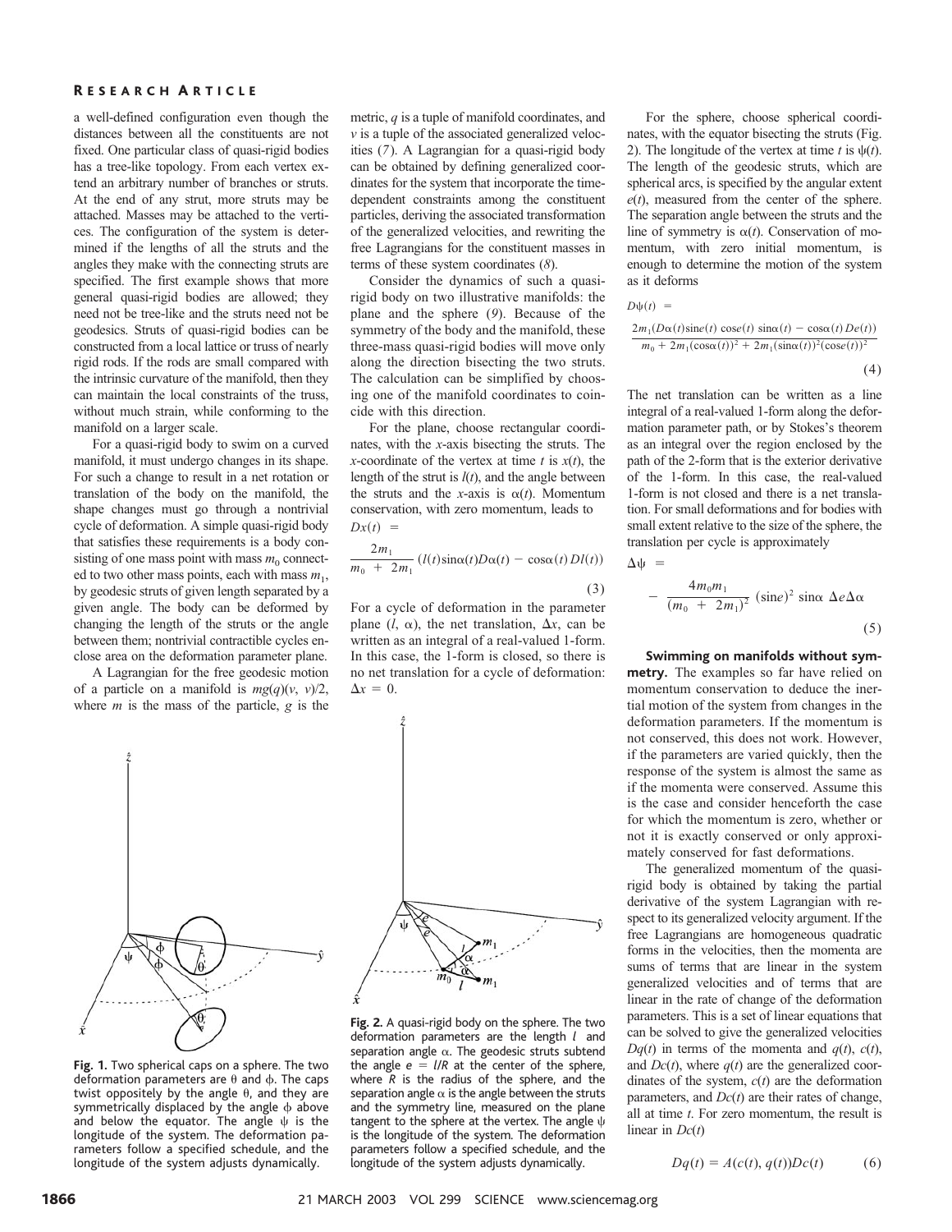a well-defined configuration even though the distances between all the constituents are not fixed. One particular class of quasi-rigid bodies has a tree-like topology. From each vertex extend an arbitrary number of branches or struts. At the end of any strut, more struts may be attached. Masses may be attached to the vertices. The configuration of the system is determined if the lengths of all the struts and the angles they make with the connecting struts are specified. The first example shows that more general quasi-rigid bodies are allowed; they need not be tree-like and the struts need not be geodesics. Struts of quasi-rigid bodies can be constructed from a local lattice or truss of nearly rigid rods. If the rods are small compared with the intrinsic curvature of the manifold, then they can maintain the local constraints of the truss, without much strain, while conforming to the manifold on a larger scale.

For a quasi-rigid body to swim on a curved manifold, it must undergo changes in its shape. For such a change to result in a net rotation or translation of the body on the manifold, the shape changes must go through a nontrivial cycle of deformation. A simple quasi-rigid body that satisfies these requirements is a body consisting of one mass point with mass $m_0$ connected to two other mass points, each with mass $m_1$, by geodesic struts of given length separated by a given angle. The body can be deformed by changing the length of the struts or the angle between them; nontrivial contractible cycles enclose area on the deformation parameter plane.

A Lagrangian for the free geodesic motion of a particle on a manifold is $mg(q)(v, v)/2$, where $m$ is the mass of the particle, $g$ is the metric, $q$ is a tuple of manifold coordinates, and $v$ is a tuple of the associated generalized velocities (7). A Lagrangian for a quasi-rigid body can be obtained by defining generalized coordinates for the system that incorporate the time-dependent constraints among the constituent particles, deriving the associated transformation of the generalized velocities, and rewriting the free Lagrangians for the constituent masses in terms of these system coordinates (8).

Consider the dynamics of such a quasi-rigid body on two illustrative manifolds: the plane and the sphere (9). Because of the symmetry of the body and the manifold, these three-mass quasi-rigid bodies will move only along the direction bisecting the two struts. The calculation can be simplified by choosing one of the manifold coordinates to coincide with this direction.

For the plane, choose rectangular coordinates, with the $x$-axis bisecting the struts. The $x$-coordinate of the vertex at time $t$ is $x(t)$, the length of the strut is $l(t)$, and the angle between the struts and the $x$-axis is $\alpha(t)$. Momentum conservation, with zero momentum, leads to

$$Dx(t) = \frac{2m_1}{m_0 + 2m_1}\,(l(t)\sin\alpha(t)D\alpha(t) - \cos\alpha(t)\,Dl(t)) \tag{3}$$

For a cycle of deformation in the parameter plane $(l, \alpha)$, the net translation, $\Delta x$, can be written as an integral of a real-valued 1-form. In this case, the 1-form is closed, so there is no net translation for a cycle of deformation: $\Delta x = 0$.

For the sphere, choose spherical coordinates, with the equator bisecting the struts (Fig. 2). The longitude of the vertex at time $t$ is $\psi(t)$. The length of the geodesic struts, which are spherical arcs, is specified by the angular extent $e(t)$, measured from the center of the sphere. The separation angle between the struts and the line of symmetry is $\alpha(t)$. Conservation of momentum, with zero initial momentum, is enough to determine the motion of the system as it deforms

$$D\psi(t) = \frac{2m_1(D\alpha(t)\text{sin}e(t)\,\text{cos}e(t)\,\sin\alpha(t) - \cos\alpha(t)\,De(t))}{m_0 + 2m_1(\cos\alpha(t))^2 + 2m_1(\sin\alpha(t))^2(\text{cos}e(t))^2} \tag{4}$$

The net translation can be written as a line integral of a real-valued 1-form along the deformation parameter path, or by Stokes's theorem as an integral over the region enclosed by the path of the 2-form that is the exterior derivative of the 1-form. In this case, the real-valued 1-form is not closed and there is a net translation. For small deformations and for bodies with small extent relative to the size of the sphere, the translation per cycle is approximately

$$\Delta\psi = -\frac{4m_0m_1}{(m_0 + 2m_1)^2}\,(\text{sin}e)^2\,\sin\alpha\,\Delta e\Delta\alpha \tag{5}$$

**Swimming on manifolds without symmetry.** The examples so far have relied on momentum conservation to deduce the inertial motion of the system from changes in the deformation parameters. If the momentum is not conserved, this does not work. However, if the parameters are varied quickly, then the response of the system is almost the same as if the momenta were conserved. Assume this is the case and consider henceforth the case for which the momentum is zero, whether or not it is exactly conserved or only approximately conserved for fast deformations.

The generalized momentum of the quasi-rigid body is obtained by taking the partial derivative of the system Lagrangian with respect to its generalized velocity argument. If the free Lagrangians are homogeneous quadratic forms in the velocities, then the momenta are sums of terms that are linear in the system generalized velocities and of terms that are linear in the rate of change of the deformation parameters. This is a set of linear equations that can be solved to give the generalized velocities $Dq(t)$ in terms of the momenta and $q(t)$, $c(t)$, and $Dc(t)$, where $q(t)$ are the generalized coordinates of the system, $c(t)$ are the deformation parameters, and $Dc(t)$ are their rates of change, all at time $t$. For zero momentum, the result is linear in $Dc(t)$

$$Dq(t) = A(c(t), q(t))Dc(t) \tag{6}$$

**Fig. 1.** Two spherical caps on a sphere. The two deformation parameters are $\theta$ and $\phi$. The caps twist oppositely by the angle $\theta$, and they are symmetrically displaced by the angle $\phi$ above and below the equator. The angle $\psi$ is the longitude of the system. The deformation parameters follow a specified schedule, and the longitude of the system adjusts dynamically.

**Fig. 2.** A quasi-rigid body on the sphere. The two deformation parameters are length $l$ and separation angle $\alpha$. The geodesic struts subtend the angle $e = l/R$ at the center of the sphere, where $R$ is the radius of the sphere, and the separation angle $\alpha$ is the angle between the struts and the symmetry line, measured on the plane tangent to the sphere at the vertex. The angle $\psi$ is the longitude of the system. The deformation parameters follow a specified schedule, and the longitude of the system adjusts dynamically.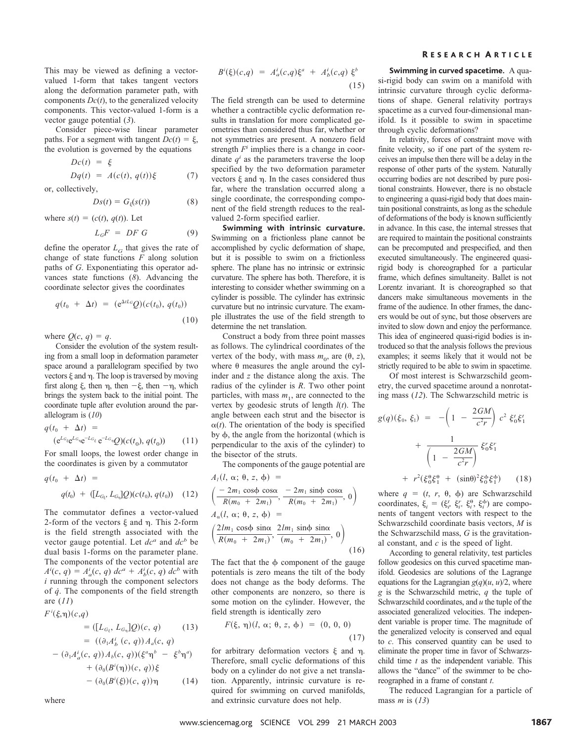This may be viewed as defining a vector-valued 1-form that takes tangent vectors along the deformation parameter path, with components $Dc(t)$, to the generalized velocity components. This vector-valued 1-form is a vector gauge potential (*3*).

Consider piece-wise linear parameter paths. For a segment with tangent $Dc(t) = \xi$, the evolution is governed by the equations

$$Dc(t) = \xi$$
$$Dq(t) = A(c(t), q(t))\xi \qquad (7)$$

or, collectively,

$$Ds(t) = G_{\xi}(s(t)) \qquad (8)$$

where $s(t) = (c(t), q(t))$. Let

$$L_G F = DF\, G \qquad (9)$$

define the operator $L_G$ that gives the rate of change of state functions $F$ along solution paths of $G$. Exponentiating this operator advances state functions (*8*). Advancing the coordinate selector gives the coordinates

$$q(t_0 + \Delta t) = (e^{\Delta t L_G} Q)(c(t_0), q(t_0)) \qquad (10)$$

where $Q(c, q) = q$.

Consider the evolution of the system resulting from a small loop in deformation parameter space around a parallelogram specified by two vectors $\xi$ and $\eta$. The loop is traversed by moving first along $\xi$, then $\eta$, then $-\xi$, then $-\eta$, which brings the system back to the initial point. The coordinate tuple after evolution around the parallelogram is (*10*)

$$q(t_0 + \Delta t) = (e^{L_{G_\xi}} e^{L_{G_\eta}} e^{-L_{G_\xi}} e^{-L_{G_\eta}} Q)(c(t_0), q(t_0)) \qquad (11)$$

For small loops, the lowest order change in the coordinates is given by a commutator

$$q(t_0 + \Delta t) = q(t_0) + ([L_{G_\xi}, L_{G_\eta}]Q)(c(t_0), q(t_0)) \qquad (12)$$

The commutator defines a vector-valued 2-form of the vectors $\xi$ and $\eta$. This 2-form is the field strength associated with the vector gauge potential. Let $dc^a$ and $dc^b$ be dual basis 1-forms on the parameter plane. The components of the vector potential are $A^i(c, q) = A^i_a(c, q)\, dc^a + A^i_b(c, q)\, dc^b$ with $i$ running through the component selectors of $\dot{q}$. The components of the field strength are (*11*)

$$F^i(\xi,\eta)(c,q) = ([L_{G_\xi}, L_{G_\eta}]Q)(c, q) \qquad (13)$$

$$= ((\partial_1 A^i_b(c, q))A_a(c, q) - (\partial_1 A^i_a(c, q))A_b(c, q))(\xi^a\eta^b - \xi^b\eta^a) + (\partial_0(B^i(\eta))(c, q))\xi - (\partial_0(B^i(\xi))(c, q))\eta \qquad (14)$$

where

$$B^i(\xi)(c,q) = A^i_a(c,q)\xi^a + A^i_b(c,q)\, \xi^b \qquad (15)$$

The field strength can be used to determine whether a contractible cyclic deformation results in translation for more complicated geometries than considered thus far, whether or not symmetries are present. A nonzero field strength $F^i$ implies there is a change in coordinate $q^i$ as the parameters traverse the loop specified by the two deformation parameter vectors $\xi$ and $\eta$. In the cases considered thus far, where the translation occurred along a single coordinate, the corresponding component of the field strength reduces to the real-valued 2-form specified earlier.

**Swimming with intrinsic curvature.** Swimming on a frictionless plane cannot be accomplished by cyclic deformation of shape, but it is possible to swim on a frictionless sphere. The plane has no intrinsic or extrinsic curvature. The sphere has both. Therefore, it is interesting to consider whether swimming on a cylinder is possible. The cylinder has extrinsic curvature but no intrinsic curvature. The example illustrates the use of the field strength to determine the net translation.

Construct a body from three point masses as follows. The cylindrical coordinates of the vertex of the body, with mass $m_0$, are $(\theta, z)$, where $\theta$ measures the angle around the cylinder and $z$ the distance along the axis. The radius of the cylinder is $R$. Two other point particles, with mass $m_1$, are connected to the vertex by geodesic struts of length $l(t)$. The angle between each strut and the bisector is $\alpha(t)$. The orientation of the body is specified by $\phi$, the angle from the horizontal (which is perpendicular to the axis of the cylinder) to the bisector of the struts.

The components of the gauge potential are

$$A_l(l, \alpha; \theta, z, \phi) = \left(\frac{-2m_1 \cos\phi \cos\alpha}{R(m_0 + 2m_1)}, \frac{-2m_1 \sin\phi \cos\alpha}{R(m_0 + 2m_1)}, 0\right)$$

$$A_\alpha(l, \alpha; \theta, z, \phi) = \left(\frac{2lm_1 \cos\phi \sin\alpha}{R(m_0 + 2m_1)}, \frac{2lm_1 \sin\phi \sin\alpha}{(m_0 + 2m_1)}, 0\right) \qquad (16)$$

The fact that the $\phi$ component of the gauge potentials is zero means the tilt of the body does not change as the body deforms. The other components are nonzero, so there is some motion on the cylinder. However, the field strength is identically zero

$$F(\xi, \eta)(l, \alpha; \theta, z, \phi) = (0, 0, 0) \qquad (17)$$

for arbitrary deformation vectors $\xi$ and $\eta$. Therefore, small cyclic deformations of this body on a cylinder do not give a net translation. Apparently, intrinsic curvature is required for swimming on curved manifolds, and extrinsic curvature does not help.

**Swimming in curved spacetime.** A quasi-rigid body can swim on a manifold with intrinsic curvature through cyclic deformations of shape. General relativity portrays spacetime as a curved four-dimensional manifold. Is it possible to swim in spacetime through cyclic deformations?

In relativity, forces of constraint move with finite velocity, so if one part of the system receives an impulse then there will be a delay in the response of other parts of the system. Naturally occurring bodies are not described by pure positional constraints. However, there is no obstacle to engineering a quasi-rigid body that does maintain positional constraints, as long as the schedule of deformations of the body is known sufficiently in advance. In this case, the internal stresses that are required to maintain the positional constraints can be precomputed and prespecified, and then executed simultaneously. The engineered quasi-rigid body is choreographed for a particular frame, which defines simultaneity. Ballet is not Lorentz invariant. It is choreographed so that dancers make simultaneous movements in the frame of the audience. In other frames, the dancers would be out of sync, but those observers are invited to slow down and enjoy the performance. This idea of engineered quasi-rigid bodies is introduced so that the analysis follows the previous examples; it seems likely that it would not be strictly required to be able to swim in spacetime.

Of most interest is Schwarzschild geometry, the curved spacetime around a nonrotating mass (*12*). The Schwarzschild metric is

$$g(q)(\xi_0, \xi_1) = -\left(1 - \frac{2GM}{c^2 r}\right) c^2\, \xi_0^t \xi_1^t + \frac{1}{\left(1 - \frac{2GM}{c^2 r}\right)} \xi_0^r \xi_1^r + r^2(\xi_0^\theta \xi_1^\theta + (\sin\theta)^2 \xi_0^\phi \xi_1^\phi) \qquad (18)$$

where $q = (t, r, \theta, \phi)$ are Schwarzschild coordinates, $\xi_i = (\xi_i^t, \xi_i^r, \xi_i^\theta, \xi_i^\phi)$ are components of tangent vectors with respect to the Schwarzschild coordinate basis vectors, $M$ is the Schwarzschild mass, $G$ is the gravitational constant, and $c$ is the speed of light.

According to general relativity, test particles follow geodesics on this curved spacetime manifold. Geodesics are solutions of the Lagrange equations for the Lagrangian $g(q)(u, u)/2$, where $g$ is the Schwarzschild metric, $q$ the tuple of Schwarzschild coordinates, and $u$ the tuple of the associated generalized velocities. The independent variable is proper time. The magnitude of the generalized velocity is conserved and equal to $c$. This conserved quantity can be used to eliminate the proper time in favor of Schwarzschild time $t$ as the independent variable. This allows the "dance" of the swimmer to be choreographed in a frame of constant $t$.

The reduced Lagrangian for a particle of mass $m$ is (*13*)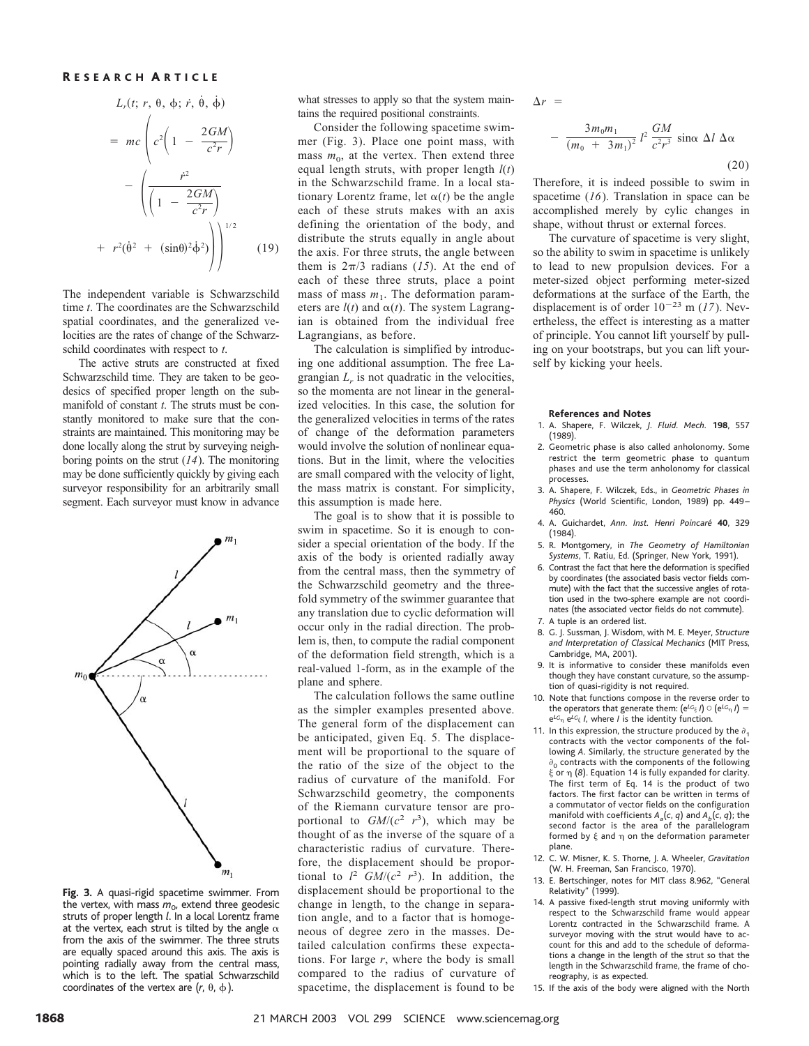$$L_r(t;\, r,\, \theta,\, \phi;\, \dot{r},\, \dot{\theta},\, \dot{\phi}) = mc\left(c^2\left(1 - \frac{2GM}{c^2 r}\right) - \left(\frac{\dot{r}^2}{\left(1 - \frac{2GM}{c^2 r}\right)} + r^2(\dot{\theta}^2 + (\sin\theta)^2\dot{\phi}^2)\right)\right)^{1/2} \quad (19)$$

The independent variable is Schwarzschild time $t$. The coordinates are the Schwarzschild spatial coordinates, and the generalized velocities are the rates of change of the Schwarzschild coordinates with respect to $t$.

The active struts are constructed at fixed Schwarzschild time. They are taken to be geodesics of specified proper length on the submanifold of constant $t$. The struts must be constantly monitored to make sure that the constraints are maintained. This monitoring may be done locally along the strut by surveying neighboring points on the strut (*14*). The monitoring may be done sufficiently quickly by giving each surveyor responsibility for an arbitrarily small segment. Each surveyor must know in advance what stresses to apply so that the system maintains the required positional constraints.

**Fig. 3.** A quasi-rigid spacetime swimmer. From the vertex, with mass $m_0$, extend three geodesic struts of proper length $l$. In a local Lorentz frame at the vertex, each strut is tilted by the angle $\alpha$ from the axis of the swimmer. The three struts are equally spaced around this axis. The axis is pointing radially away from the central mass, which is to the left. The spatial Schwarzschild coordinates of the vertex are $(r, \theta, \phi)$.

Consider the following spacetime swimmer (Fig. 3). Place one point mass, with mass $m_0$, at the vertex. Then extend three equal length struts, with proper length $l(t)$ in the Schwarzschild frame. In a local stationary Lorentz frame, let $\alpha(t)$ be the angle each of these struts makes with an axis defining the orientation of the body, and distribute the struts equally in angle about the axis. For three struts, the angle between them is $2\pi/3$ radians (*15*). At the end of each of these three struts, place a point mass of mass $m_1$. The deformation parameters are $l(t)$ and $\alpha(t)$. The system Lagrangian is obtained from the individual free Lagrangians, as before.

The calculation is simplified by introducing one additional assumption. The free Lagrangian $L_r$ is not quadratic in the velocities, so the momenta are not linear in the generalized velocities. In this case, the solution for the generalized velocities in terms of the rates of change of the deformation parameters would involve the solution of nonlinear equations. But in the limit, where the velocities are small compared with the velocity of light, the mass matrix is constant. For simplicity, this assumption is made here.

The goal is to show that it is possible to swim in spacetime. So it is enough to consider a special orientation of the body. If the axis of the body is oriented radially away from the central mass, then the symmetry of the Schwarzschild geometry and the threefold symmetry of the swimmer guarantee that any translation due to cyclic deformation will occur only in the radial direction. The problem is, then, to compute the radial component of the deformation field strength, which is a real-valued 1-form, as in the example of the plane and sphere.

The calculation follows the same outline as the simpler examples presented above. The general form of the displacement can be anticipated, given Eq. 5. The displacement will be proportional to the square of the ratio of the size of the object to the radius of curvature of the manifold. For Schwarzschild geometry, the components of the Riemann curvature tensor are proportional to $GM/(c^2\ r^3)$, which may be thought of as the inverse of the square of a characteristic radius of curvature. Therefore, the displacement should be proportional to $l^2\ GM/(c^2\ r^3)$. In addition, the displacement should be proportional to the change in length, to the change in separation angle, and to a factor that is homogeneous of degree zero in the masses. Detailed calculation confirms these expectations. For large $r$, where the body is small compared to the radius of curvature of spacetime, the displacement is found to be

$$\Delta r = -\frac{3m_0 m_1}{(m_0 + 3m_1)^2}\, l^2\, \frac{GM}{c^2 r^3}\, \sin\alpha\ \Delta l\ \Delta\alpha \quad (20)$$

Therefore, it is indeed possible to swim in spacetime (*16*). Translation in space can be accomplished merely by cylic changes in shape, without thrust or external forces.

The curvature of spacetime is very slight, so the ability to swim in spacetime is unlikely to lead to new propulsion devices. For a meter-sized object performing meter-sized deformations at the surface of the Earth, the displacement is of order $10^{-23}$ m (*17*). Nevertheless, the effect is interesting as a matter of principle. You cannot lift yourself by pulling on your bootstraps, but you can lift yourself by kicking your heels.

### References and Notes

1. A. Shapere, F. Wilczek, *J. Fluid. Mech.* **198**, 557 (1989).
2. Geometric phase is also called anholonomy. Some restrict the term geometric phase to quantum phases and use the term anholonomy for classical processes.
3. A. Shapere, F. Wilczek, Eds., in *Geometric Phases in Physics* (World Scientific, London, 1989) pp. 449–460.
4. A. Guichardet, *Ann. Inst. Henri Poincaré* **40**, 329 (1984).
5. R. Montgomery, in *The Geometry of Hamiltonian Systems*, T. Ratiu, Ed. (Springer, New York, 1991).
6. Contrast the fact that here the deformation is specified by coordinates (the associated basis vector fields commute) with the fact that the successive angles of rotation used in the two-sphere example are not coordinates (the associated vector fields do not commute).
7. A tuple is an ordered list.
8. G. J. Sussman, J. Wisdom, with M. E. Meyer, *Structure and Interpretation of Classical Mechanics* (MIT Press, Cambridge, MA, 2001).
9. It is informative to consider these manifolds even though they have constant curvature, so the assumption of quasi-rigidity is not required.
10. Note that functions compose in the reverse order to the operators that generate them: $(e^{\epsilon L_{G_\xi}} I) \circ (e^{\epsilon L_{G_\eta}} I) = e^{\epsilon L_{G_\eta}} e^{\epsilon L_{G_\xi}} I$, where $I$ is the identity function.
11. In this expression, the structure produced by the $\partial_1$ contracts with the vector components of the following $A$. Similarly, the structure generated by the $\partial_0$ contracts with the components of the following $\xi$ or $\eta$ (*8*). Equation 14 is fully expanded for clarity. The first term of Eq. 14 is the product of two factors. The first factor can be written in terms of a commutator of vector fields on the configuration manifold with coefficients $A_a(c, q)$ and $A_b(c, q)$; the second factor is the area of the parallelogram formed by $\xi$ and $\eta$ on the deformation parameter plane.
12. C. W. Misner, K. S. Thorne, J. A. Wheeler, *Gravitation* (W. H. Freeman, San Francisco, 1970).
13. E. Bertschinger, notes for MIT class 8.962, "General Relativity" (1999).
14. A passive fixed-length strut moving uniformly with respect to the Schwarzschild frame would appear Lorentz contracted in the Schwarzschild frame. A surveyor moving with the strut would have to account for this and add to the schedule of deformations a change in the length of the strut so that the length in the Schwarzschild frame, the frame of choreography, is as expected.
15. If the axis of the body were aligned with the North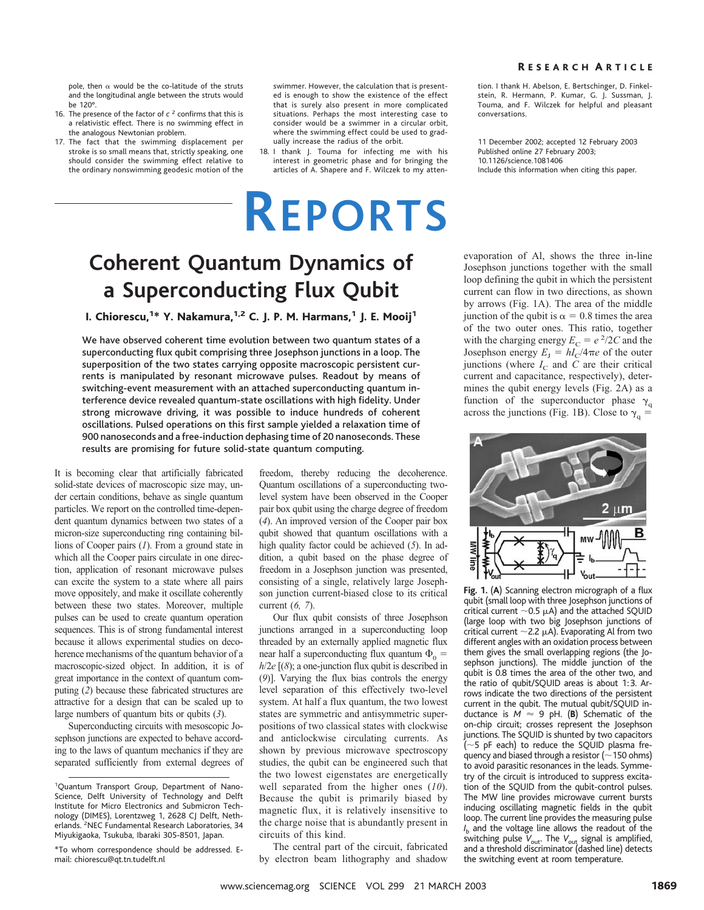pole, then α would be the co-latitude of the struts and the longitudinal angle between the struts would be 120°.

16. The presence of the factor of $c^2$ confirms that this is a relativistic effect. There is no swimming effect in the analogous Newtonian problem.
17. The fact that the swimming displacement per stroke is so small means that, strictly speaking, one should consider the swimming effect relative to the ordinary nonswimming geodesic motion of the swimmer. However, the calculation that is presented is enough to show the existence of the effect that is surely also present in more complicated situations. Perhaps the most interesting case to consider would be a swimmer in a circular orbit, where the swimming effect could be used to gradually increase the radius of the orbit.
18. I thank J. Touma for infecting me with his interest in geometric phase and for bringing the articles of A. Shapere and F. Wilczek to my attention. I thank H. Abelson, E. Bertschinger, D. Finkelstein, R. Hermann, P. Kumar, G. J. Sussman, J. Touma, and F. Wilczek for helpful and pleasant conversations.

11 December 2002; accepted 12 February 2003
Published online 27 February 2003;
10.1126/science.1081406
Include this information when citing this paper.

# REPORTS

## Coherent Quantum Dynamics of a Superconducting Flux Qubit

**I. Chiorescu,[1]* Y. Nakamura,[1,2] C. J. P. M. Harmans,[1] J. E. Mooij[1]**

**We have observed coherent time evolution between two quantum states of a superconducting flux qubit comprising three Josephson junctions in a loop. The superposition of the two states carrying opposite macroscopic persistent currents is manipulated by resonant microwave pulses. Readout by means of switching-event measurement with an attached superconducting quantum interference device revealed quantum-state oscillations with high fidelity. Under strong microwave driving, it was possible to induce hundreds of coherent oscillations. Pulsed operations on this first sample yielded a relaxation time of 900 nanoseconds and a free-induction dephasing time of 20 nanoseconds. These results are promising for future solid-state quantum computing.**

It is becoming clear that artificially fabricated solid-state devices of macroscopic size may, under certain conditions, behave as single quantum particles. We report on the controlled time-dependent quantum dynamics between two states of a micron-size superconducting ring containing billions of Cooper pairs (*1*). From a ground state in which all the Cooper pairs circulate in one direction, application of resonant microwave pulses can excite the system to a state where all pairs move oppositely, and make it oscillate coherently between these two states. Moreover, multiple pulses can be used to create quantum operation sequences. This is of strong fundamental interest because it allows experimental studies on decoherence mechanisms of the quantum behavior of a macroscopic-sized object. In addition, it is of great importance in the context of quantum computing (*2*) because these fabricated structures are attractive for a design that can be scaled up to large numbers of quantum bits or qubits (*3*).

Superconducting circuits with mesoscopic Josephson junctions are expected to behave according to the laws of quantum mechanics if they are separated sufficiently from external degrees of freedom, thereby reducing the decoherence. Quantum oscillations of a superconducting two-level system have been observed in the Cooper pair box qubit using the charge degree of freedom (*4*). An improved version of the Cooper pair box qubit showed that quantum oscillations with a high quality factor could be achieved (*5*). In addition, a qubit based on the phase degree of freedom in a Josephson junction was presented, consisting of a single, relatively large Josephson junction current-biased close to its critical current (*6, 7*).

Our flux qubit consists of three Josephson junctions arranged in a superconducting loop threaded by an externally applied magnetic flux near half a superconducting flux quantum $\Phi_0 = h/2e$ [(*8*); a one-junction flux qubit is described in (*9*)]. Varying the flux bias controls the energy level separation of this effectively two-level system. At half a flux quantum, the two lowest states are symmetric and antisymmetric superpositions of two classical states with clockwise and anticlockwise circulating currents. As shown by previous microwave spectroscopy studies, the qubit can be engineered such that the two lowest eigenstates are energetically well separated from the higher ones (*10*). Because the qubit is primarily biased by magnetic flux, it is relatively insensitive to the charge noise that is abundantly present in circuits of this kind.

The central part of the circuit, fabricated by electron beam lithography and shadow evaporation of Al, shows the three in-line Josephson junctions together with the small loop defining the qubit in which the persistent current can flow in two directions, as shown by arrows (Fig. 1A). The area of the middle junction of the qubit is $\alpha = 0.8$ times the area of the two outer ones. This ratio, together with the charging energy $E_C = e^2/2C$ and the Josephson energy $E_J = hI_C/4\pi e$ of the outer junctions (where $I_C$ and $C$ are their critical current and capacitance, respectively), determines the qubit energy levels (Fig. 2A) as a function of the superconductor phase $\gamma_q$ across the junctions (Fig. 1B). Close to $\gamma_q =$

A

2 μm

MW line

$I_b$

$V_{out}$

$\gamma_q$

MW

$I_b$

$V_{out}$

B

**Fig. 1.** (**A**) Scanning electron micrograph of a flux qubit (small loop with three Josephson junctions of critical current ~0.5 μA) and the attached SQUID (large loop with two big Josephson junctions of critical current ~2.2 μA). Evaporating Al from two different angles with an oxidation process between them gives the small overlapping regions (the Josephson junctions). The middle junction of the qubit is 0.8 times the area of the other two, and the ratio of qubit/SQUID areas is about 1:3. Arrows indicate the two directions of the persistent current in the qubit. The mutual qubit/SQUID inductance is $M \approx 9$ pH. (**B**) Schematic of the on-chip circuit; crosses represent the Josephson junctions. The SQUID is shunted by two capacitors (~5 pF each) to reduce the SQUID plasma frequency and biased through a resistor (~150 ohms) to avoid parasitic resonances in the leads. Symmetry of the circuit is introduced to suppress excitation of the SQUID from the qubit-control pulses. The MW line provides microwave current bursts inducing oscillating magnetic fields in the qubit loop. The current line provides the measuring pulse $I_b$ and the voltage line allows the readout of the switching pulse $V_{out}$. The $V_{out}$ signal is amplified, and a threshold discriminator (dashed line) detects the switching event at room temperature.

[1]Quantum Transport Group, Department of NanoScience, Delft University of Technology and Delft Institute for Micro Electronics and Submicron Technology (DIMES), Lorentzweg 1, 2628 CJ Delft, Netherlands. [2]NEC Fundamental Research Laboratories, 34 Miyukigaoka, Tsukuba, Ibaraki 305-8501, Japan.

*To whom correspondence should be addressed. E-mail: chiorescu@qt.tn.tudelft.nl